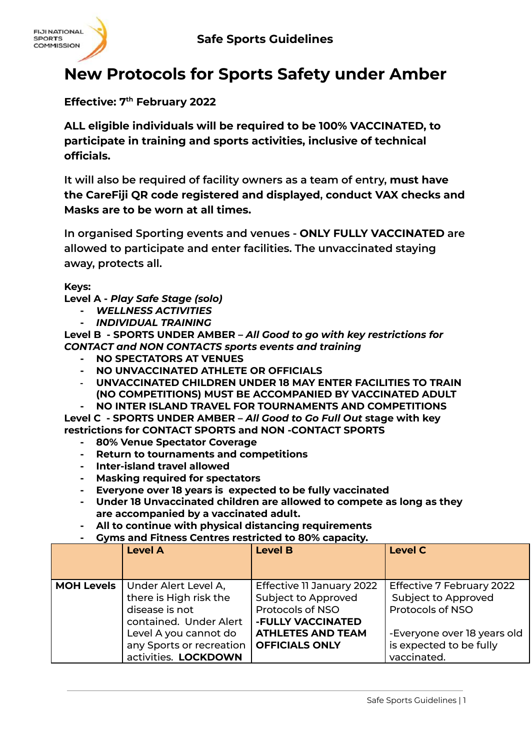FIJI NATIONAL SPORTS COMMISSION

**Safe Sports Guidelines**

# New Protocols for Sports Safety under Amber

**Effective: 7th February 2022**

**ALL eligible individuals will be required to be 100% VACCINATED, to participate in training and sports activities, inclusive of technical officials.**

It will also be required of facility owners as a team of entry, **must have the CareFiji QR code registered and displayed, conduct VAX checks and Masks are to be worn at all times.**

In organised Sporting events and venues - **ONLY FULLY VACCINATED** are allowed to participate and enter facilities. The unvaccinated staying away, protects all.

**Keys:**

**Level A -** ***Play Safe Stage (solo)***

- ***WELLNESS ACTIVITIES***
- ***INDIVIDUAL TRAINING***

**Level B - SPORTS UNDER AMBER –** ***All Good to go with key restrictions for CONTACT and NON CONTACTS sports events and training***

- **NO SPECTATORS AT VENUES**
- **NO UNVACCINATED ATHLETE OR OFFICIALS**
- **UNVACCINATED CHILDREN UNDER 18 MAY ENTER FACILITIES TO TRAIN (NO COMPETITIONS) MUST BE ACCOMPANIED BY VACCINATED ADULT**
- **NO INTER ISLAND TRAVEL FOR TOURNAMENTS AND COMPETITIONS**

**Level C - SPORTS UNDER AMBER –** ***All Good to Go Full Out*** **stage with key restrictions for CONTACT SPORTS and NON -CONTACT SPORTS**

- **80% Venue Spectator Coverage**
- **Return to tournaments and competitions**
- **Inter-island travel allowed**
- **Masking required for spectators**
- **Everyone over 18 years is expected to be fully vaccinated**
- **Under 18 Unvaccinated children are allowed to compete as long as they are accompanied by a vaccinated adult.**
- **All to continue with physical distancing requirements**
- **Gyms and Fitness Centres restricted to 80% capacity.**

| | **Level A** | **Level B** | **Level C** |
|---|---|---|---|
| **MOH Levels** | Under Alert Level A, there is High risk the disease is not contained. Under Alert Level A you cannot do any Sports or recreation activities. **LOCKDOWN** | Effective 11 January 2022 Subject to Approved Protocols of NSO **-FULLY VACCINATED ATHLETES AND TEAM OFFICIALS ONLY** | Effective 7 February 2022 Subject to Approved Protocols of NSO<br><br>-Everyone over 18 years old is expected to be fully vaccinated. |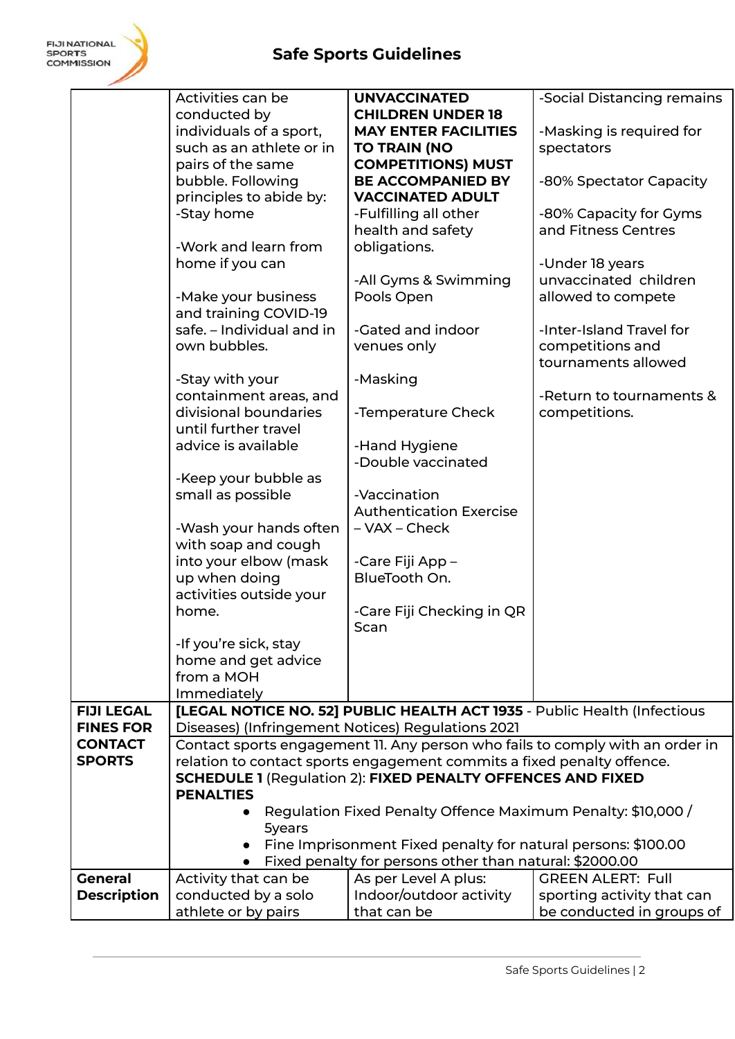# Safe Sports Guidelines

| | | | |
|---|---|---|---|
| | Activities can be conducted by individuals of a sport, such as an athlete or in pairs of the same bubble. Following principles to abide by:<br>-Stay home<br><br>-Work and learn from home if you can<br><br>-Make your business and training COVID-19 safe. – Individual and in own bubbles.<br><br>-Stay with your containment areas, and divisional boundaries until further travel advice is available<br><br>-Keep your bubble as small as possible<br><br>-Wash your hands often with soap and cough into your elbow (mask up when doing activities outside your home.<br><br>-If you're sick, stay home and get advice from a MOH Immediately | **UNVACCINATED CHILDREN UNDER 18 MAY ENTER FACILITIES TO TRAIN (NO COMPETITIONS) MUST BE ACCOMPANIED BY VACCINATED ADULT**<br>-Fulfilling all other health and safety obligations.<br><br>-All Gyms & Swimming Pools Open<br><br>-Gated and indoor venues only<br><br>-Masking<br><br>-Temperature Check<br><br>-Hand Hygiene<br>-Double vaccinated<br><br>-Vaccination Authentication Exercise – VAX – Check<br><br>-Care Fiji App – BlueTooth On.<br><br>-Care Fiji Checking in QR Scan | -Social Distancing remains<br><br>-Masking is required for spectators<br><br>-80% Spectator Capacity<br><br>-80% Capacity for Gyms and Fitness Centres<br><br>-Under 18 years unvaccinated children allowed to compete<br><br>-Inter-Island Travel for competitions and tournaments allowed<br><br>-Return to tournaments & competitions. |
| **FIJI LEGAL FINES FOR CONTACT SPORTS** | **[LEGAL NOTICE NO. 52] PUBLIC HEALTH ACT 1935** - Public Health (Infectious Diseases) (Infringement Notices) Regulations 2021<br><br>Contact sports engagement 11. Any person who fails to comply with an order in relation to contact sports engagement commits a fixed penalty offence.<br>**SCHEDULE 1** (Regulation 2): **FIXED PENALTY OFFENCES AND FIXED PENALTIES**<br>• Regulation Fixed Penalty Offence Maximum Penalty: $10,000 / 5years<br>• Fine Imprisonment Fixed penalty for natural persons: $100.00<br>• Fixed penalty for persons other than natural: $2000.00 | | |
| **General Description** | Activity that can be conducted by a solo athlete or by pairs | As per Level A plus: Indoor/outdoor activity that can be | GREEN ALERT: Full sporting activity that can be conducted in groups of |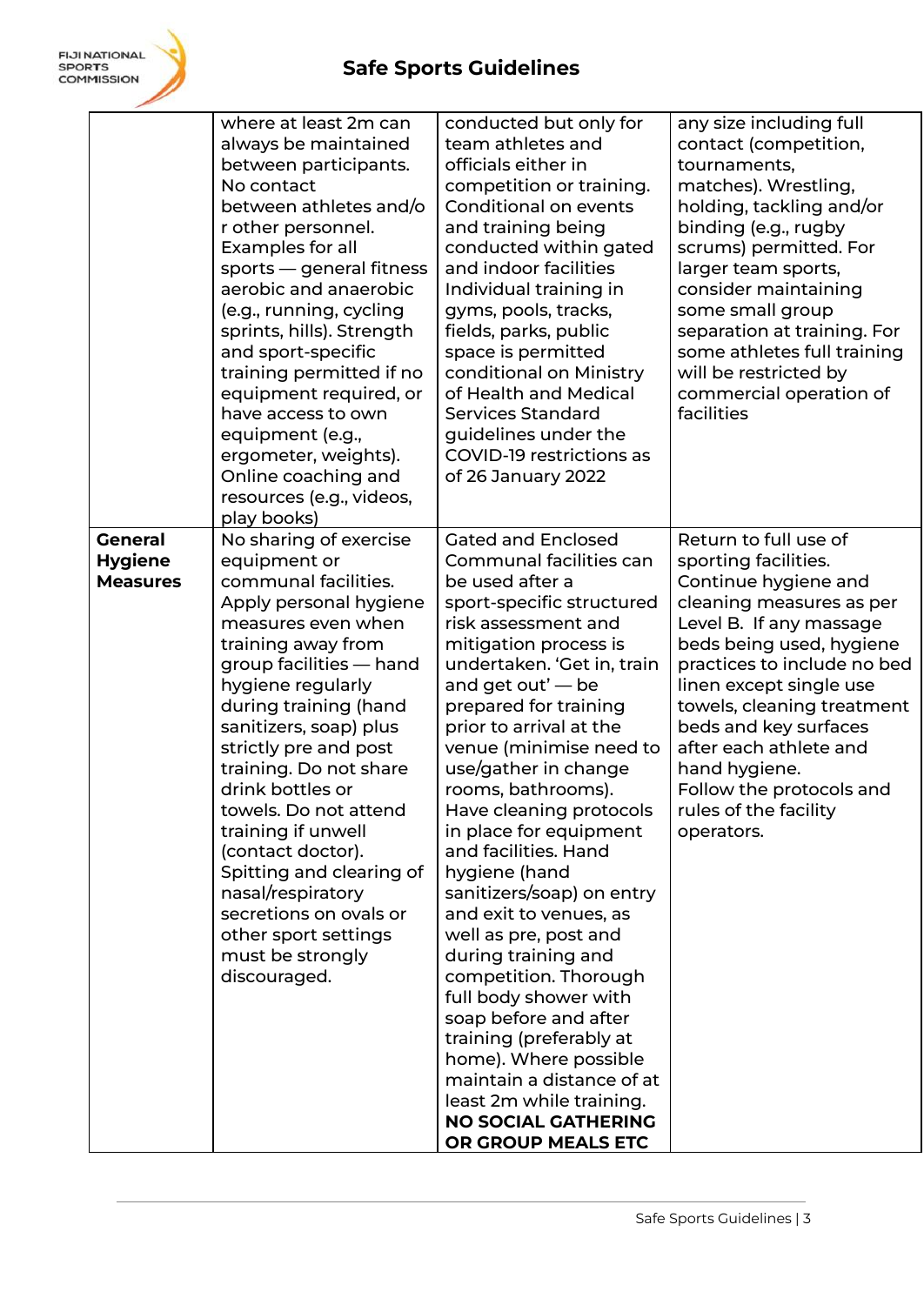| | | | |
|---|---|---|---|
| | where at least 2m can always be maintained between participants. No contact between athletes and/or other personnel. Examples for all sports — general fitness aerobic and anaerobic (e.g., running, cycling sprints, hills). Strength and sport-specific training permitted if no equipment required, or have access to own equipment (e.g., ergometer, weights). Online coaching and resources (e.g., videos, play books) | conducted but only for team athletes and officials either in competition or training. Conditional on events and training being conducted within gated and indoor facilities Individual training in gyms, pools, tracks, fields, parks, public space is permitted conditional on Ministry of Health and Medical Services Standard guidelines under the COVID-19 restrictions as of 26 January 2022 | any size including full contact (competition, tournaments, matches). Wrestling, holding, tackling and/or binding (e.g., rugby scrums) permitted. For larger team sports, consider maintaining some small group separation at training. For some athletes full training will be restricted by commercial operation of facilities |
| **General Hygiene Measures** | No sharing of exercise equipment or communal facilities. Apply personal hygiene measures even when training away from group facilities — hand hygiene regularly during training (hand sanitizers, soap) plus strictly pre and post training. Do not share drink bottles or towels. Do not attend training if unwell (contact doctor). Spitting and clearing of nasal/respiratory secretions on ovals or other sport settings must be strongly discouraged. | Gated and Enclosed Communal facilities can be used after a sport-specific structured risk assessment and mitigation process is undertaken. 'Get in, train and get out' — be prepared for training prior to arrival at the venue (minimise need to use/gather in change rooms, bathrooms). Have cleaning protocols in place for equipment and facilities. Hand hygiene (hand sanitizers/soap) on entry and exit to venues, as well as pre, post and during training and competition. Thorough full body shower with soap before and after training (preferably at home). Where possible maintain a distance of at least 2m while training. **NO SOCIAL GATHERING OR GROUP MEALS ETC** | Return to full use of sporting facilities. Continue hygiene and cleaning measures as per Level B. If any massage beds being used, hygiene practices to include no bed linen except single use towels, cleaning treatment beds and key surfaces after each athlete and hand hygiene. Follow the protocols and rules of the facility operators. |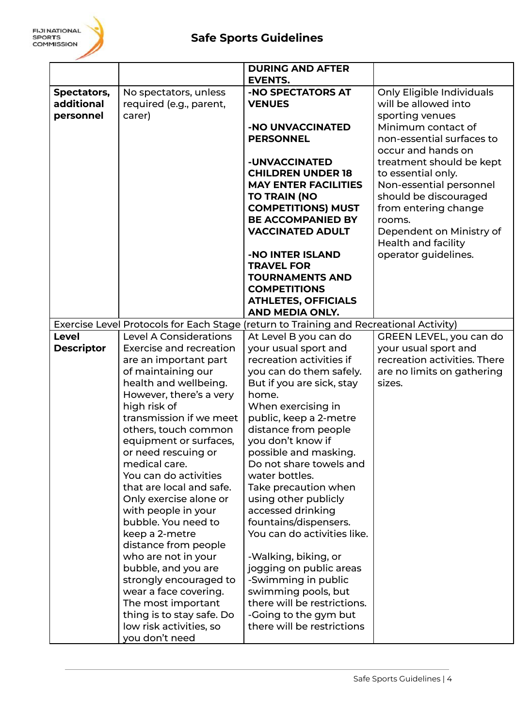| | | DURING AND AFTER EVENTS. | |
|---|---|---|---|
| **Spectators, additional personnel** | No spectators, unless required (e.g., parent, carer) | **-NO SPECTATORS AT VENUES**<br><br>**-NO UNVACCINATED PERSONNEL**<br><br>**-UNVACCINATED CHILDREN UNDER 18 MAY ENTER FACILITIES TO TRAIN (NO COMPETITIONS) MUST BE ACCOMPANIED BY VACCINATED ADULT**<br><br>**-NO INTER ISLAND TRAVEL FOR TOURNAMENTS AND COMPETITIONS ATHLETES, OFFICIALS AND MEDIA ONLY.** | Only Eligible Individuals will be allowed into sporting venues<br>Minimum contact of non-essential surfaces to occur and hands on treatment should be kept to essential only.<br>Non-essential personnel should be discouraged from entering change rooms.<br>Dependent on Ministry of Health and facility operator guidelines. |
| Exercise Level Protocols for Each Stage (return to Training and Recreational Activity) | | | |
| **Level Descriptor** | Level A Considerations<br>Exercise and recreation are an important part of maintaining our health and wellbeing. However, there's a very high risk of transmission if we meet others, touch common equipment or surfaces, or need rescuing or medical care.<br>You can do activities that are local and safe. Only exercise alone or with people in your bubble. You need to keep a 2-metre distance from people who are not in your bubble, and you are strongly encouraged to wear a face covering. The most important thing is to stay safe. Do low risk activities, so you don't need | At Level B you can do your usual sport and recreation activities if you can do them safely. But if you are sick, stay home.<br>When exercising in public, keep a 2-metre distance from people you don't know if possible and masking.<br>Do not share towels and water bottles.<br>Take precaution when using other publicly accessed drinking fountains/dispensers.<br>You can do activities like.<br><br>-Walking, biking, or jogging on public areas<br>-Swimming in public swimming pools, but there will be restrictions.<br>-Going to the gym but there will be restrictions | GREEN LEVEL, you can do your usual sport and recreation activities. There are no limits on gathering sizes. |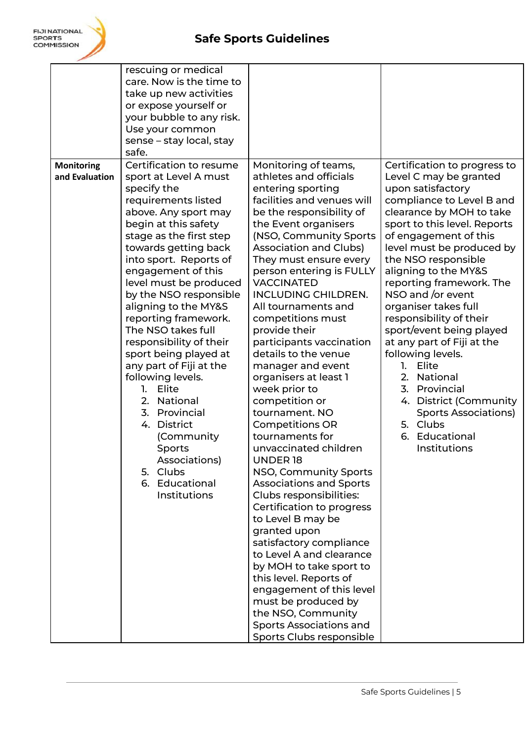| | | | |
|---|---|---|---|
| | rescuing or medical care. Now is the time to take up new activities or expose yourself or your bubble to any risk. Use your common sense – stay local, stay safe. | | |
| **Monitoring and Evaluation** | Certification to resume sport at Level A must specify the requirements listed above. Any sport may begin at this safety stage as the first step towards getting back into sport. Reports of engagement of this level must be produced by the NSO responsible aligning to the MY&S reporting framework. The NSO takes full responsibility of their sport being played at any part of Fiji at the following levels.<br>1. Elite<br>2. National<br>3. Provincial<br>4. District (Community Sports Associations)<br>5. Clubs<br>6. Educational Institutions | Monitoring of teams, athletes and officials entering sporting facilities and venues will be the responsibility of the Event organisers (NSO, Community Sports Association and Clubs) They must ensure every person entering is FULLY VACCINATED INCLUDING CHILDREN. All tournaments and competitions must provide their participants vaccination details to the venue manager and event organisers at least 1 week prior to competition or tournament. NO Competitions OR tournaments for unvaccinated children UNDER 18<br>NSO, Community Sports Associations and Sports Clubs responsibilities: Certification to progress to Level B may be granted upon satisfactory compliance to Level A and clearance by MOH to take sport to this level. Reports of engagement of this level must be produced by the NSO, Community Sports Associations and Sports Clubs responsible | Certification to progress to Level C may be granted upon satisfactory compliance to Level B and clearance by MOH to take sport to this level. Reports of engagement of this level must be produced by the NSO responsible aligning to the MY&S reporting framework. The NSO and /or event organiser takes full responsibility of their sport/event being played at any part of Fiji at the following levels.<br>1. Elite<br>2. National<br>3. Provincial<br>4. District (Community Sports Associations)<br>5. Clubs<br>6. Educational Institutions |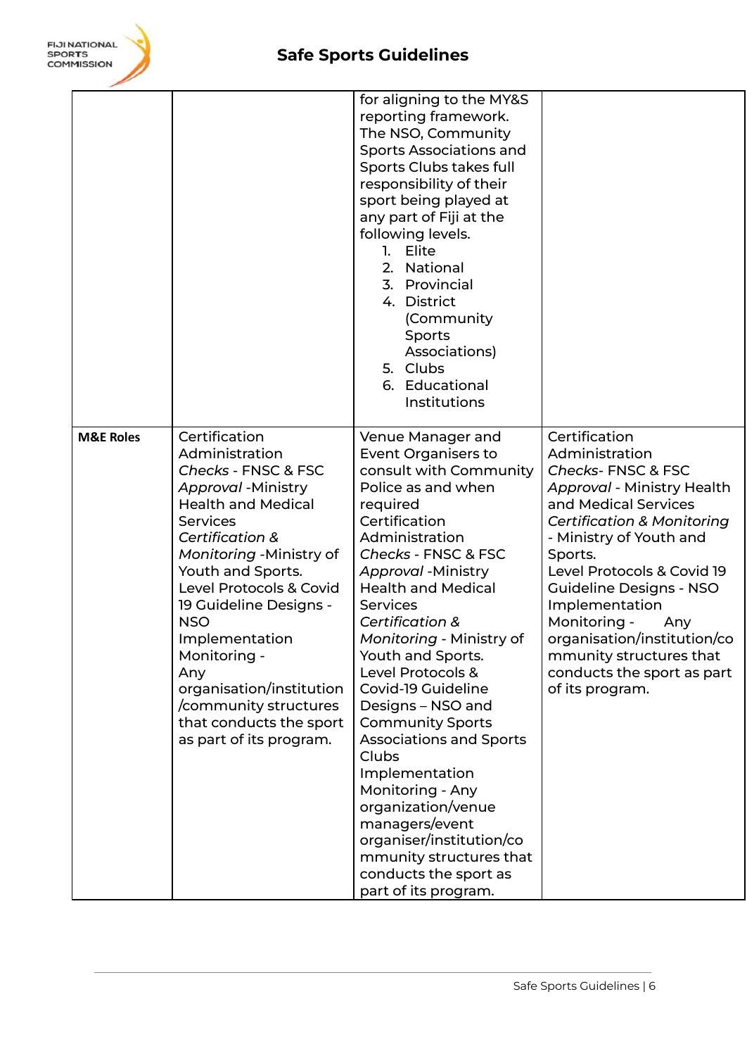| | | | |
|---|---|---|---|
| | | for aligning to the MY&S reporting framework. The NSO, Community Sports Associations and Sports Clubs takes full responsibility of their sport being played at any part of Fiji at the following levels.<br>1. Elite<br>2. National<br>3. Provincial<br>4. District (Community Sports Associations)<br>5. Clubs<br>6. Educational Institutions | |
| **M&E Roles** | Certification Administration<br>*Checks* - FNSC & FSC<br>*Approval* -Ministry Health and Medical Services<br>*Certification & Monitoring* -Ministry of Youth and Sports.<br>Level Protocols & Covid 19 Guideline Designs - NSO<br>Implementation Monitoring - Any organisation/institution /community structures that conducts the sport as part of its program. | Venue Manager and Event Organisers to consult with Community Police as and when required<br>Certification Administration<br>*Checks* - FNSC & FSC<br>*Approval* -Ministry Health and Medical Services<br>*Certification & Monitoring* - Ministry of Youth and Sports.<br>Level Protocols & Covid-19 Guideline Designs – NSO and Community Sports Associations and Sports Clubs<br>Implementation Monitoring - Any organization/venue managers/event organiser/institution/community structures that conducts the sport as part of its program. | Certification Administration<br>*Checks*- FNSC & FSC<br>*Approval* - Ministry Health and Medical Services<br>*Certification & Monitoring* - Ministry of Youth and Sports.<br>Level Protocols & Covid 19 Guideline Designs - NSO<br>Implementation Monitoring - Any organisation/institution/community structures that conducts the sport as part of its program. |